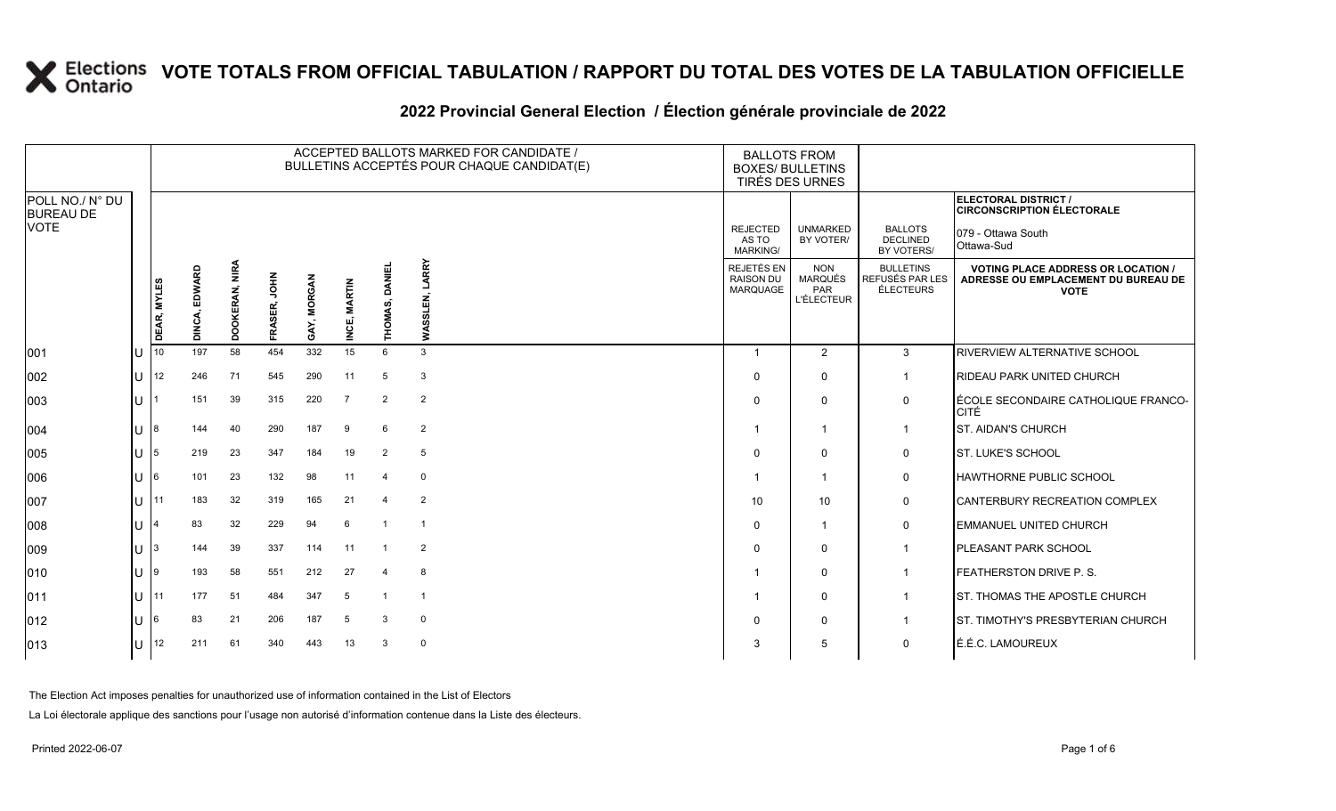# VOTE TOTALS FROM OFFICIAL TABULATION / RAPPORT DU TOTAL DES VOTES DE LA TABULATION OFFICIELLE

## 2022 Provincial General Election / Élection générale provinciale de 2022

ELECTORAL DISTRICT / CIRCONSCRIPTION ÉLECTORALE: 079 - Ottawa South / Ottawa-Sud

| POLL NO./ N° DU BUREAU DE VOTE | | ACCEPTED BALLOTS MARKED FOR CANDIDATE / BULLETINS ACCEPTÉS POUR CHAQUE CANDIDAT(E) | | | | | | | | BALLOTS FROM BOXES/ BULLETINS TIRÉS DES URNES | | | |
|---|---|---|---|---|---|---|---|---|---|---|---|---|---|
| | | DEAR, MYLES | DINCA, EDWARD | DOOKERAN, NIRA | FRASER, JOHN | GAY, MORGAN | INCE, MARTIN | THOMAS, DANIEL | WASSLEN, LARRY | REJECTED AS TO MARKING/ REJETÉS EN RAISON DU MARQUAGE | UNMARKED BY VOTER/ NON MARQUÉS PAR L'ÉLECTEUR | BALLOTS DECLINED BY VOTERS/ BULLETINS REFUSÉS PAR LES ÉLECTEURS | VOTING PLACE ADDRESS OR LOCATION / ADRESSE OU EMPLACEMENT DU BUREAU DE VOTE |
| 001 | U | 10 | 197 | 58 | 454 | 332 | 15 | 6 | 3 | 1 | 2 | 3 | RIVERVIEW ALTERNATIVE SCHOOL |
| 002 | U | 12 | 246 | 71 | 545 | 290 | 11 | 5 | 3 | 0 | 0 | 1 | RIDEAU PARK UNITED CHURCH |
| 003 | U | 1 | 151 | 39 | 315 | 220 | 7 | 2 | 2 | 0 | 0 | 0 | ÉCOLE SECONDAIRE CATHOLIQUE FRANCO-CITÉ |
| 004 | U | 8 | 144 | 40 | 290 | 187 | 9 | 6 | 2 | 1 | 1 | 1 | ST. AIDAN'S CHURCH |
| 005 | U | 5 | 219 | 23 | 347 | 184 | 19 | 2 | 5 | 0 | 0 | 0 | ST. LUKE'S SCHOOL |
| 006 | U | 6 | 101 | 23 | 132 | 98 | 11 | 4 | 0 | 1 | 1 | 0 | HAWTHORNE PUBLIC SCHOOL |
| 007 | U | 11 | 183 | 32 | 319 | 165 | 21 | 4 | 2 | 10 | 10 | 0 | CANTERBURY RECREATION COMPLEX |
| 008 | U | 4 | 83 | 32 | 229 | 94 | 6 | 1 | 1 | 0 | 1 | 0 | EMMANUEL UNITED CHURCH |
| 009 | U | 3 | 144 | 39 | 337 | 114 | 11 | 1 | 2 | 0 | 0 | 1 | PLEASANT PARK SCHOOL |
| 010 | U | 9 | 193 | 58 | 551 | 212 | 27 | 4 | 8 | 1 | 0 | 1 | FEATHERSTON DRIVE P. S. |
| 011 | U | 11 | 177 | 51 | 484 | 347 | 5 | 1 | 1 | 1 | 0 | 1 | ST. THOMAS THE APOSTLE CHURCH |
| 012 | U | 6 | 83 | 21 | 206 | 187 | 5 | 3 | 0 | 0 | 0 | 1 | ST. TIMOTHY'S PRESBYTERIAN CHURCH |
| 013 | U | 12 | 211 | 61 | 340 | 443 | 13 | 3 | 0 | 3 | 5 | 0 | É.É.C. LAMOUREUX |

The Election Act imposes penalties for unauthorized use of information contained in the List of Electors

La Loi électorale applique des sanctions pour l'usage non autorisé d'information contenue dans la Liste des électeurs.

Printed 2022-06-07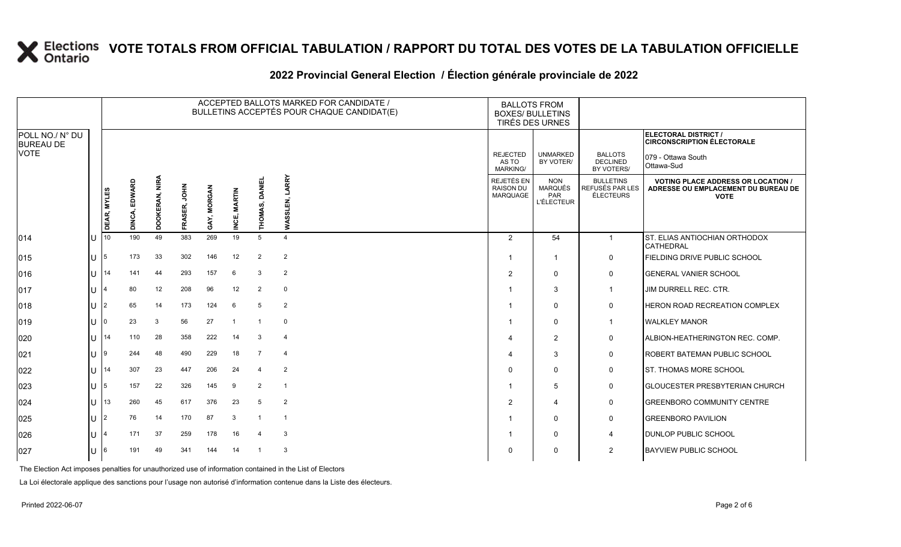# VOTE TOTALS FROM OFFICIAL TABULATION / RAPPORT DU TOTAL DES VOTES DE LA TABULATION OFFICIELLE

## 2022 Provincial General Election / Élection générale provinciale de 2022

ELECTORAL DISTRICT / CIRCONSCRIPTION ÉLECTORALE: 079 - Ottawa South / Ottawa-Sud

| POLL NO./ N° DU BUREAU DE VOTE | | ACCEPTED BALLOTS MARKED FOR CANDIDATE / BULLETINS ACCEPTÉS POUR CHAQUE CANDIDAT(E) | | | | | | | | BALLOTS FROM BOXES/ BULLETINS TIRÉS DES URNES | | | |
|---|---|---|---|---|---|---|---|---|---|---|---|---|---|
| | | DEAR, MYLES | DINCA, EDWARD | DOOKERAN, NIRA | FRASER, JOHN | GAY, MORGAN | INCE, MARTIN | THOMAS, DANIEL | WASSLEN, LARRY | REJECTED AS TO MARKING/ REJETÉS EN RAISON DU MARQUAGE | UNMARKED BY VOTER/ NON MARQUÉS PAR L'ÉLECTEUR | BALLOTS DECLINED BY VOTERS/ BULLETINS REFUSÉS PAR LES ÉLECTEURS | VOTING PLACE ADDRESS OR LOCATION / ADRESSE OU EMPLACEMENT DU BUREAU DE VOTE |
| 014 | U | 10 | 190 | 49 | 383 | 269 | 19 | 5 | 4 | 2 | 54 | 1 | ST. ELIAS ANTIOCHIAN ORTHODOX CATHEDRAL |
| 015 | U | 5 | 173 | 33 | 302 | 146 | 12 | 2 | 2 | 1 | 1 | 0 | FIELDING DRIVE PUBLIC SCHOOL |
| 016 | U | 14 | 141 | 44 | 293 | 157 | 6 | 3 | 2 | 2 | 0 | 0 | GENERAL VANIER SCHOOL |
| 017 | U | 4 | 80 | 12 | 208 | 96 | 12 | 2 | 0 | 1 | 3 | 1 | JIM DURRELL REC. CTR. |
| 018 | U | 2 | 65 | 14 | 173 | 124 | 6 | 5 | 2 | 1 | 0 | 0 | HERON ROAD RECREATION COMPLEX |
| 019 | U | 0 | 23 | 3 | 56 | 27 | 1 | 1 | 0 | 1 | 0 | 1 | WALKLEY MANOR |
| 020 | U | 14 | 110 | 28 | 358 | 222 | 14 | 3 | 4 | 4 | 2 | 0 | ALBION-HEATHERINGTON REC. COMP. |
| 021 | U | 9 | 244 | 48 | 490 | 229 | 18 | 7 | 4 | 4 | 3 | 0 | ROBERT BATEMAN PUBLIC SCHOOL |
| 022 | U | 14 | 307 | 23 | 447 | 206 | 24 | 4 | 2 | 0 | 0 | 0 | ST. THOMAS MORE SCHOOL |
| 023 | U | 5 | 157 | 22 | 326 | 145 | 9 | 2 | 1 | 1 | 5 | 0 | GLOUCESTER PRESBYTERIAN CHURCH |
| 024 | U | 13 | 260 | 45 | 617 | 376 | 23 | 5 | 2 | 2 | 4 | 0 | GREENBORO COMMUNITY CENTRE |
| 025 | U | 2 | 76 | 14 | 170 | 87 | 3 | 1 | 1 | 1 | 0 | 0 | GREENBORO PAVILION |
| 026 | U | 4 | 171 | 37 | 259 | 178 | 16 | 4 | 3 | 1 | 0 | 4 | DUNLOP PUBLIC SCHOOL |
| 027 | U | 6 | 191 | 49 | 341 | 144 | 14 | 1 | 3 | 0 | 0 | 2 | BAYVIEW PUBLIC SCHOOL |

The Election Act imposes penalties for unauthorized use of information contained in the List of Electors

La Loi électorale applique des sanctions pour l'usage non autorisé d'information contenue dans la Liste des électeurs.

Printed 2022-06-07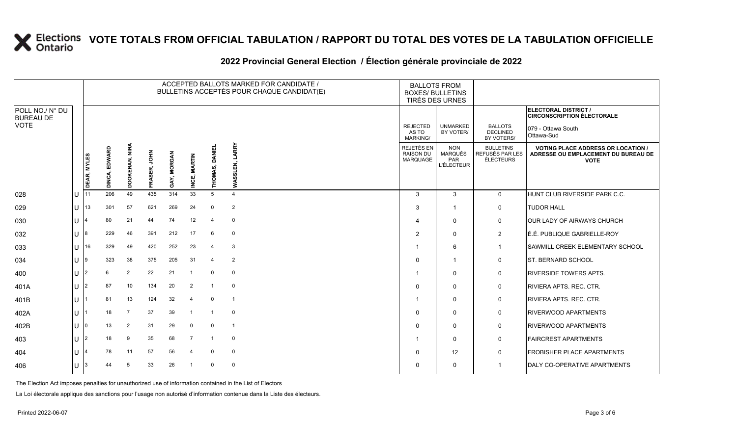# VOTE TOTALS FROM OFFICIAL TABULATION / RAPPORT DU TOTAL DES VOTES DE LA TABULATION OFFICIELLE

## 2022 Provincial General Election / Élection générale provinciale de 2022

ELECTORAL DISTRICT / CIRCONSCRIPTION ÉLECTORALE: 079 - Ottawa South / Ottawa-Sud

| POLL NO./ N° DU BUREAU DE VOTE | | ACCEPTED BALLOTS MARKED FOR CANDIDATE / BULLETINS ACCEPTÉS POUR CHAQUE CANDIDAT(E) | | | | | | | | BALLOTS FROM BOXES/ BULLETINS TIRÉS DES URNES | | | |
|---|---|---|---|---|---|---|---|---|---|---|---|---|---|
| | | DEAR, MYLES | DINCA, EDWARD | DOOKERAN, NIRA | FRASER, JOHN | GAY, MORGAN | INCE, MARTIN | THOMAS, DANIEL | WASSLEN, LARRY | REJECTED AS TO MARKING/ REJETÉS EN RAISON DU MARQUAGE | UNMARKED BY VOTER/ NON MARQUÉS PAR L'ÉLECTEUR | BALLOTS DECLINED BY VOTERS/ BULLETINS REFUSÉS PAR LES ÉLECTEURS | VOTING PLACE ADDRESS OR LOCATION / ADRESSE OU EMPLACEMENT DU BUREAU DE VOTE |
| 028 | U | 11 | 206 | 49 | 435 | 314 | 33 | 5 | 4 | 3 | 3 | 0 | HUNT CLUB RIVERSIDE PARK C.C. |
| 029 | U | 13 | 301 | 57 | 621 | 269 | 24 | 0 | 2 | 3 | 1 | 0 | TUDOR HALL |
| 030 | U | 4 | 80 | 21 | 44 | 74 | 12 | 4 | 0 | 4 | 0 | 0 | OUR LADY OF AIRWAYS CHURCH |
| 032 | U | 8 | 229 | 46 | 391 | 212 | 17 | 6 | 0 | 2 | 0 | 2 | É.É. PUBLIQUE GABRIELLE-ROY |
| 033 | U | 16 | 329 | 49 | 420 | 252 | 23 | 4 | 3 | 1 | 6 | 1 | SAWMILL CREEK ELEMENTARY SCHOOL |
| 034 | U | 9 | 323 | 38 | 375 | 205 | 31 | 4 | 2 | 0 | 1 | 0 | ST. BERNARD SCHOOL |
| 400 | U | 2 | 6 | 2 | 22 | 21 | 1 | 0 | 0 | 1 | 0 | 0 | RIVERSIDE TOWERS APTS. |
| 401A | U | 2 | 87 | 10 | 134 | 20 | 2 | 1 | 0 | 0 | 0 | 0 | RIVIERA APTS. REC. CTR. |
| 401B | U | 1 | 81 | 13 | 124 | 32 | 4 | 0 | 1 | 1 | 0 | 0 | RIVIERA APTS. REC. CTR. |
| 402A | U | 1 | 18 | 7 | 37 | 39 | 1 | 1 | 0 | 0 | 0 | 0 | RIVERWOOD APARTMENTS |
| 402B | U | 0 | 13 | 2 | 31 | 29 | 0 | 0 | 1 | 0 | 0 | 0 | RIVERWOOD APARTMENTS |
| 403 | U | 2 | 18 | 9 | 35 | 68 | 7 | 1 | 0 | 1 | 0 | 0 | FAIRCREST APARTMENTS |
| 404 | U | 4 | 78 | 11 | 57 | 56 | 4 | 0 | 0 | 0 | 12 | 0 | FROBISHER PLACE APARTMENTS |
| 406 | U | 3 | 44 | 5 | 33 | 26 | 1 | 0 | 0 | 0 | 0 | 1 | DALY CO-OPERATIVE APARTMENTS |

The Election Act imposes penalties for unauthorized use of information contained in the List of Electors

La Loi électorale applique des sanctions pour l'usage non autorisé d'information contenue dans la Liste des électeurs.

Printed 2022-06-07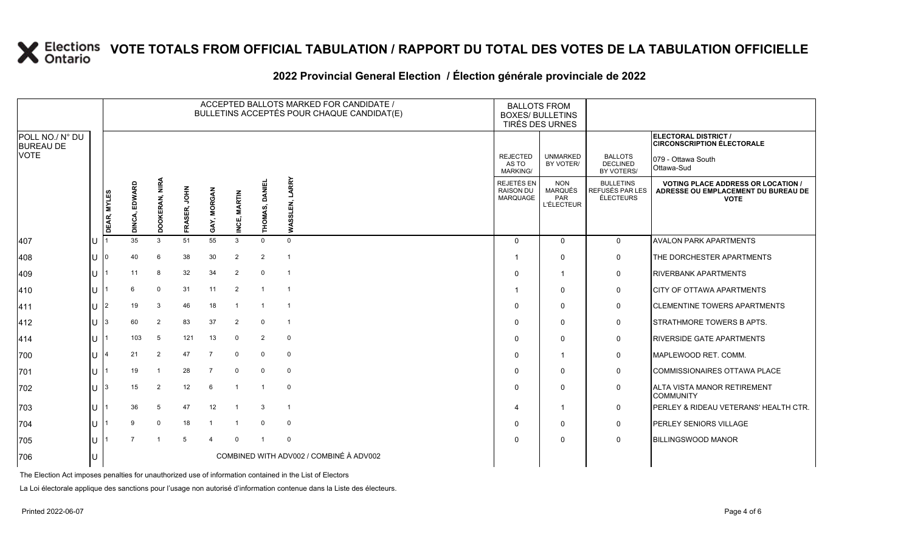# VOTE TOTALS FROM OFFICIAL TABULATION / RAPPORT DU TOTAL DES VOTES DE LA TABULATION OFFICIELLE

## 2022 Provincial General Election / Élection générale provinciale de 2022

ELECTORAL DISTRICT / CIRCONSCRIPTION ÉLECTORALE: 079 - Ottawa South / Ottawa-Sud

| POLL NO./ N° DU BUREAU DE VOTE | | ACCEPTED BALLOTS MARKED FOR CANDIDATE / BULLETINS ACCEPTÉS POUR CHAQUE CANDIDAT(E) | | | | | | | | BALLOTS FROM BOXES/ BULLETINS TIRÉS DES URNES | | | |
|---|---|---|---|---|---|---|---|---|---|---|---|---|---|
| | | DEAR, MYLES | DINCA, EDWARD | DOOKERAN, NIRA | FRASER, JOHN | GAY, MORGAN | INCE, MARTIN | THOMAS, DANIEL | WASSLEN, LARRY | REJECTED AS TO MARKING/ REJETÉS EN RAISON DU MARQUAGE | UNMARKED BY VOTER/ NON MARQUÉS PAR L'ÉLECTEUR | BALLOTS DECLINED BY VOTERS/ BULLETINS REFUSÉS PAR LES ÉLECTEURS | VOTING PLACE ADDRESS OR LOCATION / ADRESSE OU EMPLACEMENT DU BUREAU DE VOTE |
| 407 | U | 1 | 35 | 3 | 51 | 55 | 3 | 0 | 0 | 0 | 0 | 0 | AVALON PARK APARTMENTS |
| 408 | U | 0 | 40 | 6 | 38 | 30 | 2 | 2 | 1 | 1 | 0 | 0 | THE DORCHESTER APARTMENTS |
| 409 | U | 1 | 11 | 8 | 32 | 34 | 2 | 0 | 1 | 0 | 1 | 0 | RIVERBANK APARTMENTS |
| 410 | U | 1 | 6 | 0 | 31 | 11 | 2 | 1 | 1 | 1 | 0 | 0 | CITY OF OTTAWA APARTMENTS |
| 411 | U | 2 | 19 | 3 | 46 | 18 | 1 | 1 | 1 | 0 | 0 | 0 | CLEMENTINE TOWERS APARTMENTS |
| 412 | U | 3 | 60 | 2 | 83 | 37 | 2 | 0 | 1 | 0 | 0 | 0 | STRATHMORE TOWERS B APTS. |
| 414 | U | 1 | 103 | 5 | 121 | 13 | 0 | 2 | 0 | 0 | 0 | 0 | RIVERSIDE GATE APARTMENTS |
| 700 | U | 4 | 21 | 2 | 47 | 7 | 0 | 0 | 0 | 0 | 1 | 0 | MAPLEWOOD RET. COMM. |
| 701 | U | 1 | 19 | 1 | 28 | 7 | 0 | 0 | 0 | 0 | 0 | 0 | COMMISSIONAIRES OTTAWA PLACE |
| 702 | U | 3 | 15 | 2 | 12 | 6 | 1 | 1 | 0 | 0 | 0 | 0 | ALTA VISTA MANOR RETIREMENT COMMUNITY |
| 703 | U | 1 | 36 | 5 | 47 | 12 | 1 | 3 | 1 | 4 | 1 | 0 | PERLEY & RIDEAU VETERANS' HEALTH CTR. |
| 704 | U | 1 | 9 | 0 | 18 | 1 | 1 | 0 | 0 | 0 | 0 | 0 | PERLEY SENIORS VILLAGE |
| 705 | U | 1 | 7 | 1 | 5 | 4 | 0 | 1 | 0 | 0 | 0 | 0 | BILLINGSWOOD MANOR |
| 706 | U | COMBINED WITH ADV002 / COMBINÉ À ADV002 | | | | | | | | | | | |

The Election Act imposes penalties for unauthorized use of information contained in the List of Electors

La Loi électorale applique des sanctions pour l'usage non autorisé d'information contenue dans la Liste des électeurs.

Printed 2022-06-07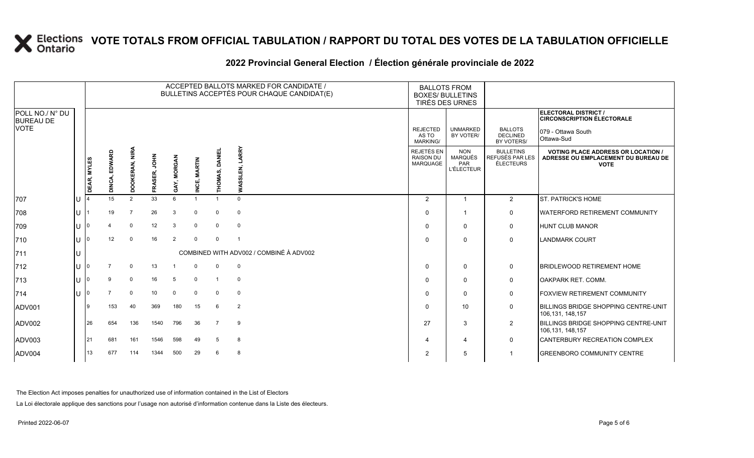# VOTE TOTALS FROM OFFICIAL TABULATION / RAPPORT DU TOTAL DES VOTES DE LA TABULATION OFFICIELLE

## 2022 Provincial General Election / Élection générale provinciale de 2022

ELECTORAL DISTRICT / CIRCONSCRIPTION ÉLECTORALE: 079 - Ottawa South / Ottawa-Sud

| POLL NO./ N° DU BUREAU DE VOTE | | DEAR, MYLES | DINCA, EDWARD | DOOKERAN, NIRA | FRASER, JOHN | GAY, MORGAN | INCE, MARTIN | THOMAS, DANIEL | WASSLEN, LARRY | REJECTED AS TO MARKING/ REJETÉS EN RAISON DU MARQUAGE | UNMARKED BY VOTER/ NON MARQUÉS PAR L'ÉLECTEUR | BALLOTS DECLINED BY VOTERS/ BULLETINS REFUSÉS PAR LES ÉLECTEURS | VOTING PLACE ADDRESS OR LOCATION / ADRESSE OU EMPLACEMENT DU BUREAU DE VOTE |
|---|---|---|---|---|---|---|---|---|---|---|---|---|---|
| 707 | U | 4 | 15 | 2 | 33 | 6 | 1 | 1 | 0 | 2 | 1 | 2 | ST. PATRICK'S HOME |
| 708 | U | 1 | 19 | 7 | 26 | 3 | 0 | 0 | 0 | 0 | 1 | 0 | WATERFORD RETIREMENT COMMUNITY |
| 709 | U | 0 | 4 | 0 | 12 | 3 | 0 | 0 | 0 | 0 | 0 | 0 | HUNT CLUB MANOR |
| 710 | U | 0 | 12 | 0 | 16 | 2 | 0 | 0 | 1 | 0 | 0 | 0 | LANDMARK COURT |
| 711 | U | COMBINED WITH ADV002 / COMBINÉ À ADV002 | | | | | | | | | | | |
| 712 | U | 0 | 7 | 0 | 13 | 1 | 0 | 0 | 0 | 0 | 0 | 0 | BRIDLEWOOD RETIREMENT HOME |
| 713 | U | 0 | 9 | 0 | 16 | 5 | 0 | 1 | 0 | 0 | 0 | 0 | OAKPARK RET. COMM. |
| 714 | U | 0 | 7 | 0 | 10 | 0 | 0 | 0 | 0 | 0 | 0 | 0 | FOXVIEW RETIREMENT COMMUNITY |
| ADV001 | | 9 | 153 | 40 | 369 | 180 | 15 | 6 | 2 | 0 | 10 | 0 | BILLINGS BRIDGE SHOPPING CENTRE-UNIT 106,131, 148,157 |
| ADV002 | | 26 | 654 | 136 | 1540 | 796 | 36 | 7 | 9 | 27 | 3 | 2 | BILLINGS BRIDGE SHOPPING CENTRE-UNIT 106,131, 148,157 |
| ADV003 | | 21 | 681 | 161 | 1546 | 598 | 49 | 5 | 8 | 4 | 4 | 0 | CANTERBURY RECREATION COMPLEX |
| ADV004 | | 13 | 677 | 114 | 1344 | 500 | 29 | 6 | 8 | 2 | 5 | 1 | GREENBORO COMMUNITY CENTRE |

The Election Act imposes penalties for unauthorized use of information contained in the List of Electors

La Loi électorale applique des sanctions pour l'usage non autorisé d'information contenue dans la Liste des électeurs.

Printed 2022-06-07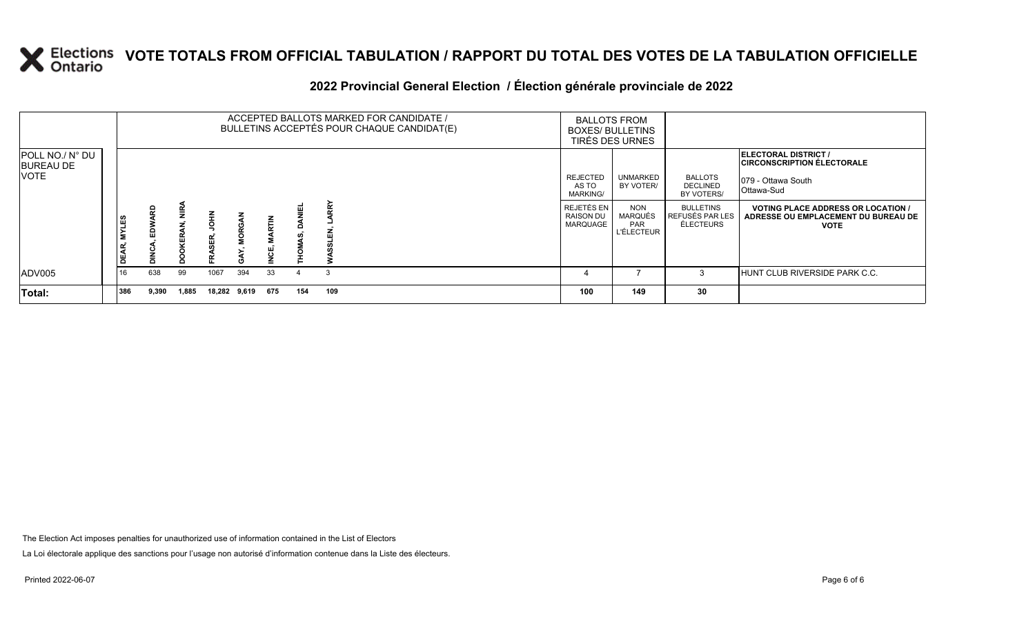# VOTE TOTALS FROM OFFICIAL TABULATION / RAPPORT DU TOTAL DES VOTES DE LA TABULATION OFFICIELLE

## 2022 Provincial General Election / Élection générale provinciale de 2022

| POLL NO./ N° DU BUREAU DE VOTE | ACCEPTED BALLOTS MARKED FOR CANDIDATE / BULLETINS ACCEPTÉS POUR CHAQUE CANDIDAT(E) | | | | | | | | BALLOTS FROM BOXES/ BULLETINS TIRÉS DES URNES | | | ELECTORAL DISTRICT / CIRCONSCRIPTION ÉLECTORALE 079 - Ottawa South Ottawa-Sud |
|---|---|---|---|---|---|---|---|---|---|---|---|---|
| | DEAR, MYLES | DINCA, EDWARD | DOOKERAN, NIRA | FRASER, JOHN | GAY, MORGAN | INCE, MARTIN | THOMAS, DANIEL | WASSLEN, LARRY | REJECTED AS TO MARKING/ REJETÉS EN RAISON DU MARQUAGE | UNMARKED BY VOTER/ NON MARQUÉS PAR L'ÉLECTEUR | BALLOTS DECLINED BY VOTERS/ BULLETINS REFUSÉS PAR LES ÉLECTEURS | VOTING PLACE ADDRESS OR LOCATION / ADRESSE OU EMPLACEMENT DU BUREAU DE VOTE |
| ADV005 | 16 | 638 | 99 | 1067 | 394 | 33 | 4 | 3 | 4 | 7 | 3 | HUNT CLUB RIVERSIDE PARK C.C. |
| **Total:** | **386** | **9,390** | **1,885** | **18,282** | **9,619** | **675** | **154** | **109** | **100** | **149** | **30** | |

The Election Act imposes penalties for unauthorized use of information contained in the List of Electors

La Loi électorale applique des sanctions pour l'usage non autorisé d'information contenue dans la Liste des électeurs.

Printed 2022-06-07